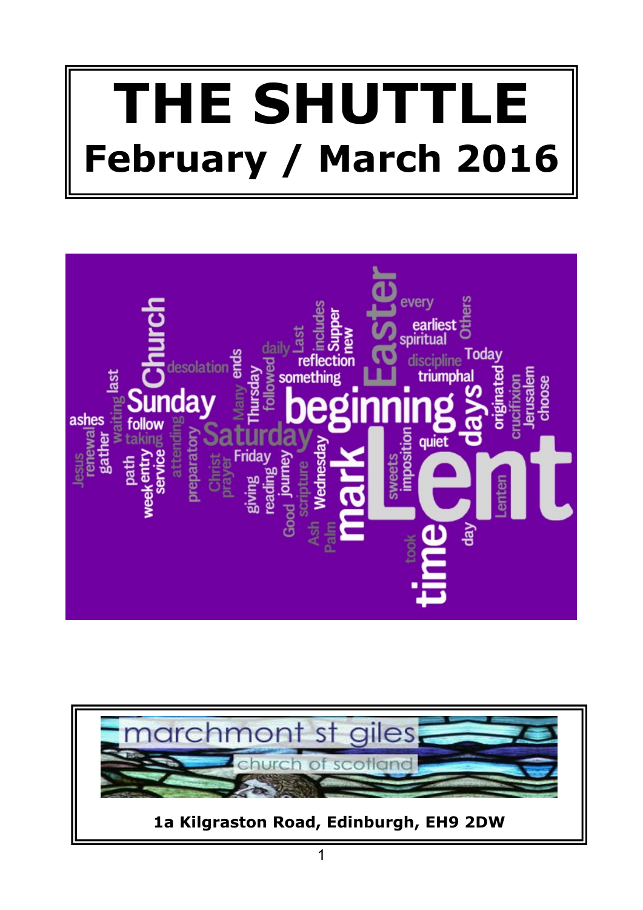# THE SHUTTLE

## February / March 2016

marchmont st giles

church of scotland

**1a Kilgraston Road, Edinburgh, EH9 2DW**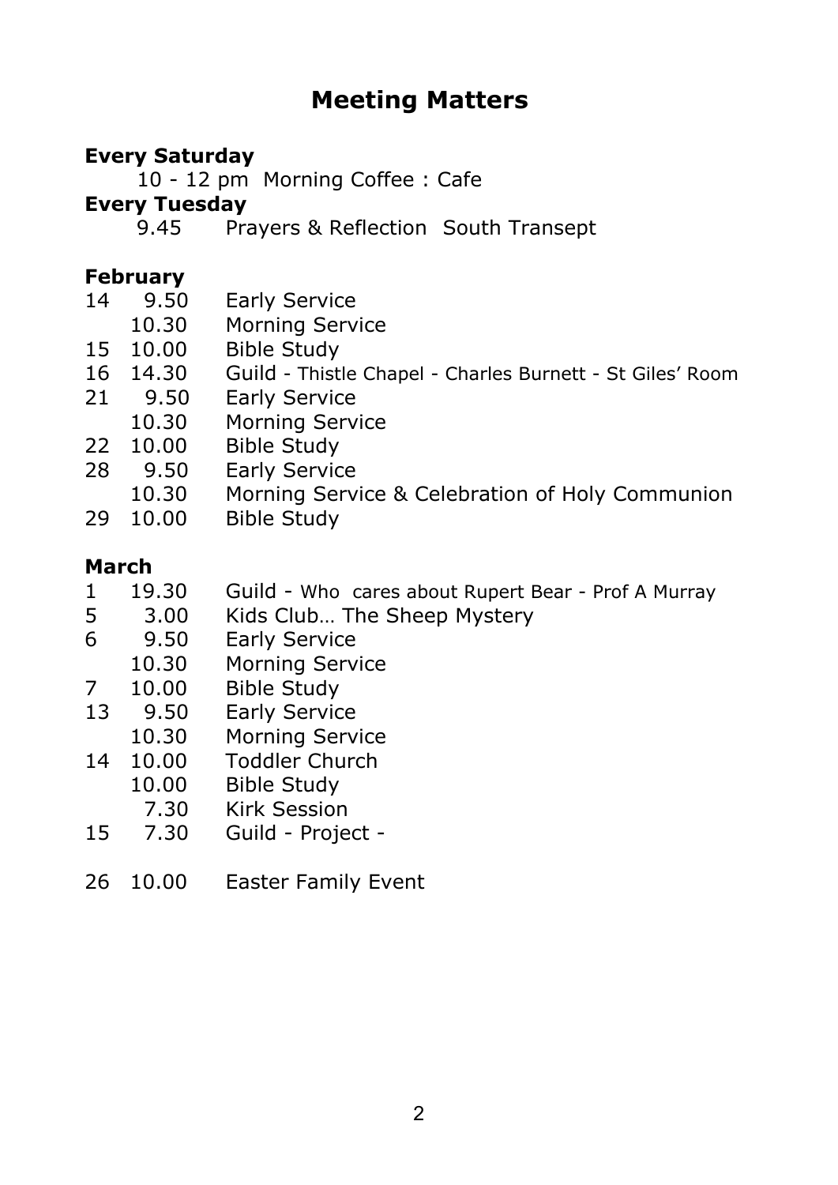# Meeting Matters

**Every Saturday**

10 - 12 pm  Morning Coffee : Cafe

**Every Tuesday**

9.45  Prayers & Reflection  South Transept

**February**

| | | |
|---|---|---|
| 14 | 9.50 | Early Service |
| | 10.30 | Morning Service |
| 15 | 10.00 | Bible Study |
| 16 | 14.30 | Guild - Thistle Chapel - Charles Burnett - St Giles' Room |
| 21 | 9.50 | Early Service |
| | 10.30 | Morning Service |
| 22 | 10.00 | Bible Study |
| 28 | 9.50 | Early Service |
| | 10.30 | Morning Service & Celebration of Holy Communion |
| 29 | 10.00 | Bible Study |

**March**

| | | |
|---|---|---|
| 1 | 19.30 | Guild - Who cares about Rupert Bear - Prof A Murray |
| 5 | 3.00 | Kids Club… The Sheep Mystery |
| 6 | 9.50 | Early Service |
| | 10.30 | Morning Service |
| 7 | 10.00 | Bible Study |
| 13 | 9.50 | Early Service |
| | 10.30 | Morning Service |
| 14 | 10.00 | Toddler Church |
| | 10.00 | Bible Study |
| | 7.30 | Kirk Session |
| 15 | 7.30 | Guild - Project - |
| 26 | 10.00 | Easter Family Event |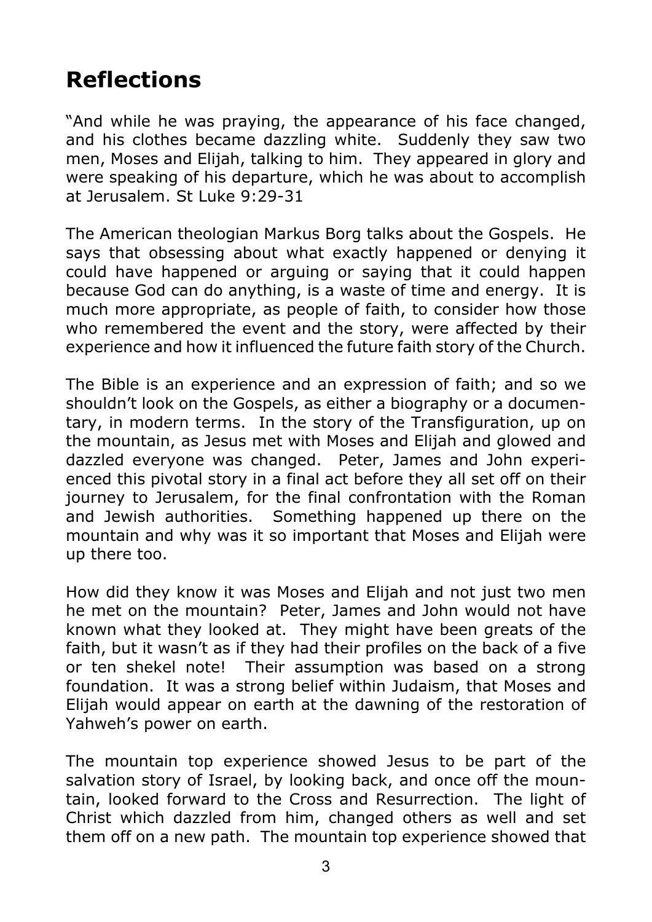# Reflections

"And while he was praying, the appearance of his face changed, and his clothes became dazzling white. Suddenly they saw two men, Moses and Elijah, talking to him. They appeared in glory and were speaking of his departure, which he was about to accomplish at Jerusalem. St Luke 9:29-31

The American theologian Markus Borg talks about the Gospels. He says that obsessing about what exactly happened or denying it could have happened or arguing or saying that it could happen because God can do anything, is a waste of time and energy. It is much more appropriate, as people of faith, to consider how those who remembered the event and the story, were affected by their experience and how it influenced the future faith story of the Church.

The Bible is an experience and an expression of faith; and so we shouldn't look on the Gospels, as either a biography or a documentary, in modern terms. In the story of the Transfiguration, up on the mountain, as Jesus met with Moses and Elijah and glowed and dazzled everyone was changed. Peter, James and John experienced this pivotal story in a final act before they all set off on their journey to Jerusalem, for the final confrontation with the Roman and Jewish authorities. Something happened up there on the mountain and why was it so important that Moses and Elijah were up there too.

How did they know it was Moses and Elijah and not just two men he met on the mountain? Peter, James and John would not have known what they looked at. They might have been greats of the faith, but it wasn't as if they had their profiles on the back of a five or ten shekel note! Their assumption was based on a strong foundation. It was a strong belief within Judaism, that Moses and Elijah would appear on earth at the dawning of the restoration of Yahweh's power on earth.

The mountain top experience showed Jesus to be part of the salvation story of Israel, by looking back, and once off the mountain, looked forward to the Cross and Resurrection. The light of Christ which dazzled from him, changed others as well and set them off on a new path. The mountain top experience showed that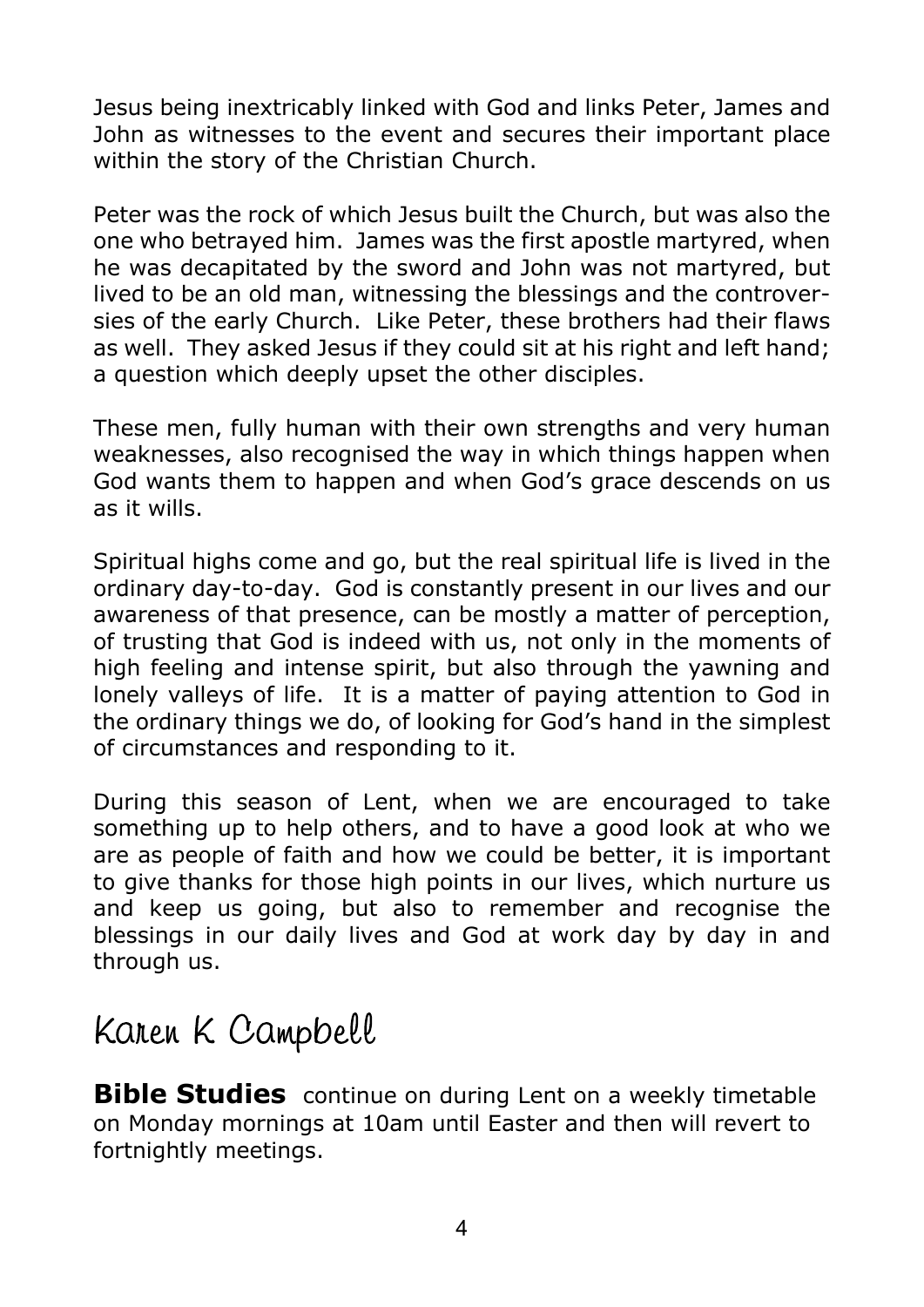Jesus being inextricably linked with God and links Peter, James and John as witnesses to the event and secures their important place within the story of the Christian Church.

Peter was the rock of which Jesus built the Church, but was also the one who betrayed him. James was the first apostle martyred, when he was decapitated by the sword and John was not martyred, but lived to be an old man, witnessing the blessings and the controversies of the early Church. Like Peter, these brothers had their flaws as well. They asked Jesus if they could sit at his right and left hand; a question which deeply upset the other disciples.

These men, fully human with their own strengths and very human weaknesses, also recognised the way in which things happen when God wants them to happen and when God's grace descends on us as it wills.

Spiritual highs come and go, but the real spiritual life is lived in the ordinary day-to-day. God is constantly present in our lives and our awareness of that presence, can be mostly a matter of perception, of trusting that God is indeed with us, not only in the moments of high feeling and intense spirit, but also through the yawning and lonely valleys of life. It is a matter of paying attention to God in the ordinary things we do, of looking for God's hand in the simplest of circumstances and responding to it.

During this season of Lent, when we are encouraged to take something up to help others, and to have a good look at who we are as people of faith and how we could be better, it is important to give thanks for those high points in our lives, which nurture us and keep us going, but also to remember and recognise the blessings in our daily lives and God at work day by day in and through us.

Karen K Campbell

**Bible Studies** continue on during Lent on a weekly timetable on Monday mornings at 10am until Easter and then will revert to fortnightly meetings.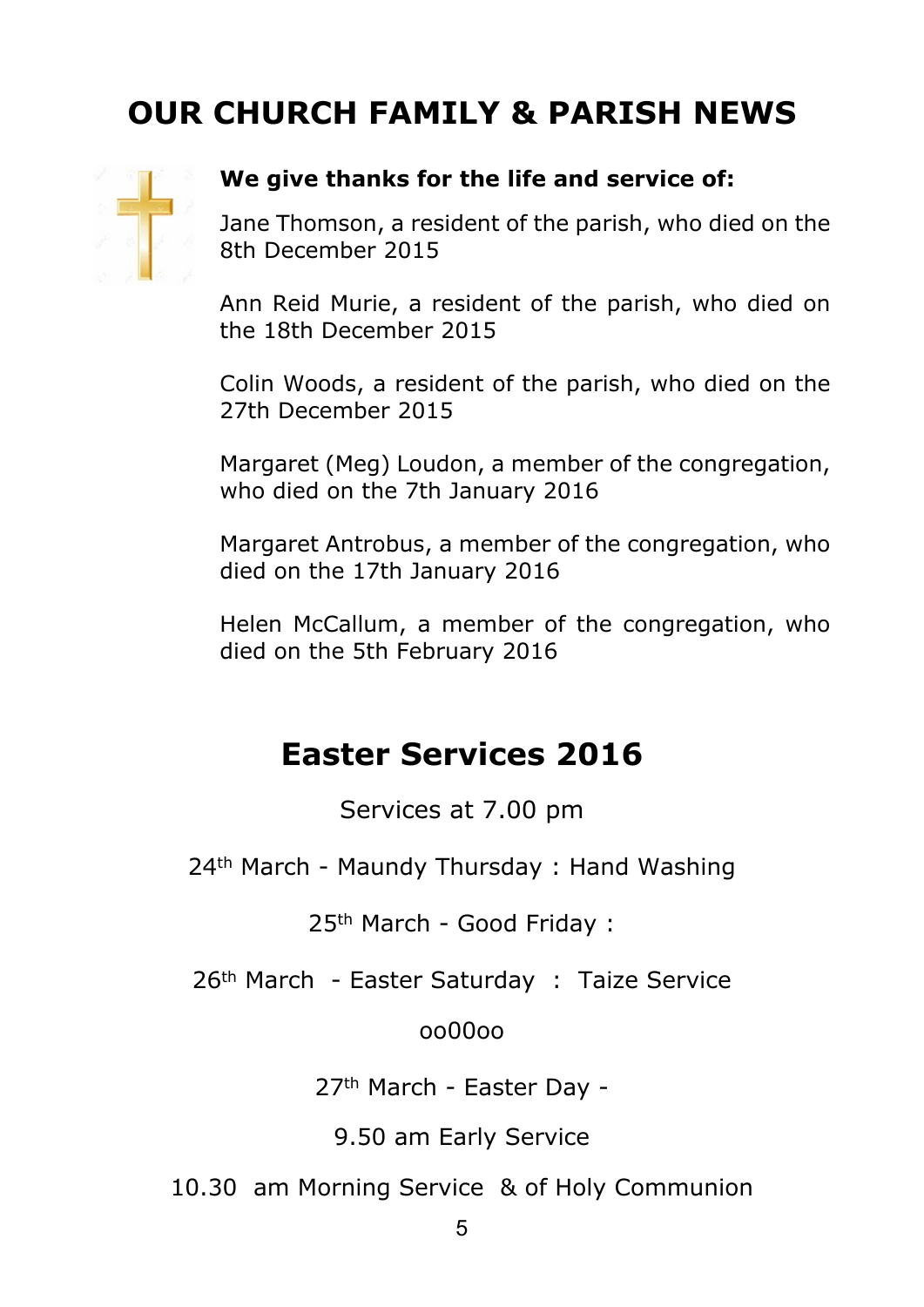# OUR CHURCH FAMILY & PARISH NEWS

**We give thanks for the life and service of:**

Jane Thomson, a resident of the parish, who died on the 8th December 2015

Ann Reid Murie, a resident of the parish, who died on the 18th December 2015

Colin Woods, a resident of the parish, who died on the 27th December 2015

Margaret (Meg) Loudon, a member of the congregation, who died on the 7th January 2016

Margaret Antrobus, a member of the congregation, who died on the 17th January 2016

Helen McCallum, a member of the congregation, who died on the 5th February 2016

# Easter Services 2016

Services at 7.00 pm

24th March - Maundy Thursday : Hand Washing

25th March - Good Friday :

26th March - Easter Saturday : Taize Service

oo00oo

27th March - Easter Day -

9.50 am Early Service

10.30 am Morning Service & of Holy Communion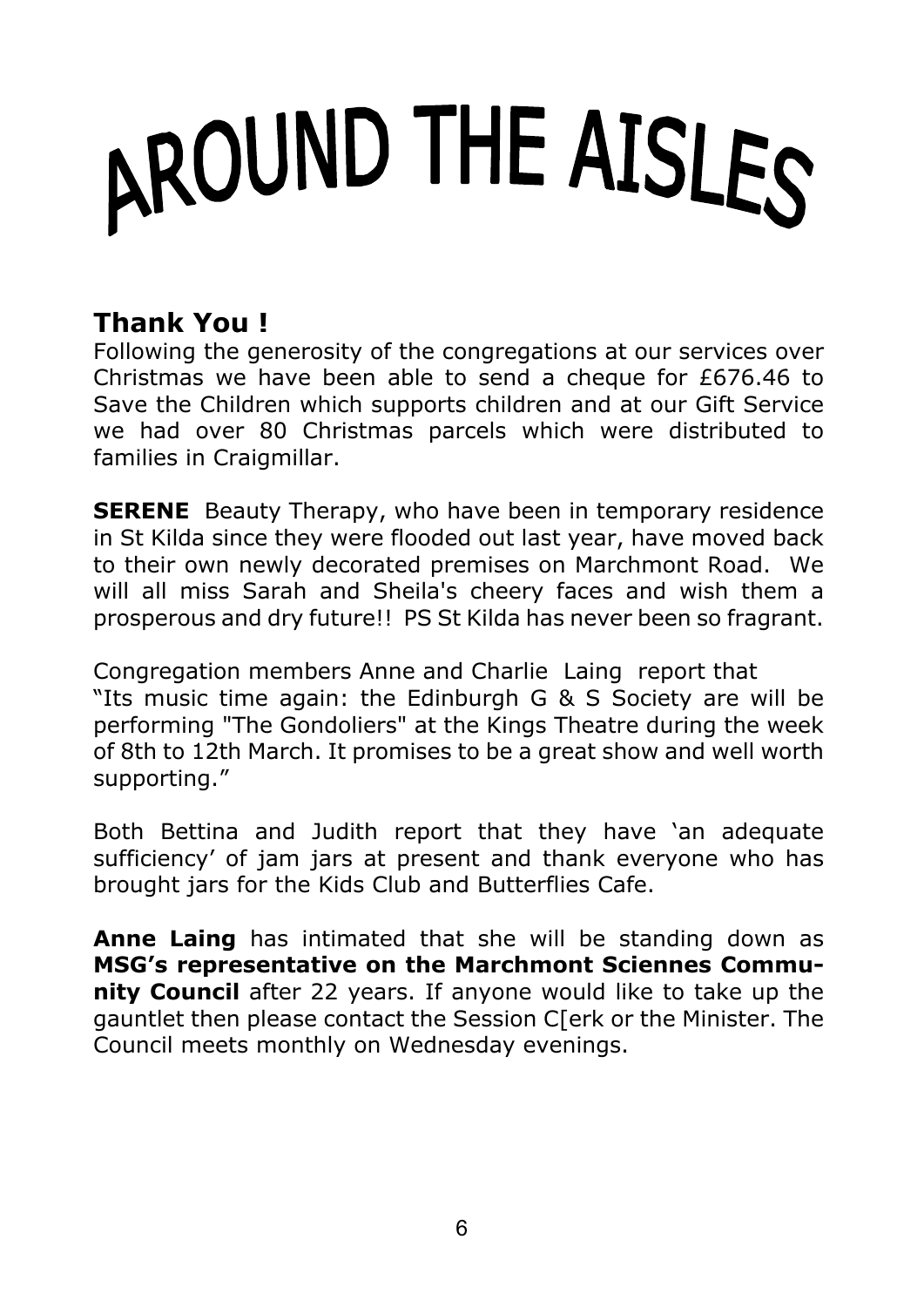# AROUND THE AISLES

## Thank You !

Following the generosity of the congregations at our services over Christmas we have been able to send a cheque for £676.46 to Save the Children which supports children and at our Gift Service we had over 80 Christmas parcels which were distributed to families in Craigmillar.

**SERENE** Beauty Therapy, who have been in temporary residence in St Kilda since they were flooded out last year, have moved back to their own newly decorated premises on Marchmont Road. We will all miss Sarah and Sheila's cheery faces and wish them a prosperous and dry future!! PS St Kilda has never been so fragrant.

Congregation members Anne and Charlie Laing report that
"Its music time again: the Edinburgh G & S Society are will be performing "The Gondoliers" at the Kings Theatre during the week of 8th to 12th March. It promises to be a great show and well worth supporting."

Both Bettina and Judith report that they have 'an adequate sufficiency' of jam jars at present and thank everyone who has brought jars for the Kids Club and Butterflies Cafe.

**Anne Laing** has intimated that she will be standing down as **MSG's representative on the Marchmont Sciennes Community Council** after 22 years. If anyone would like to take up the gauntlet then please contact the Session C[erk or the Minister. The Council meets monthly on Wednesday evenings.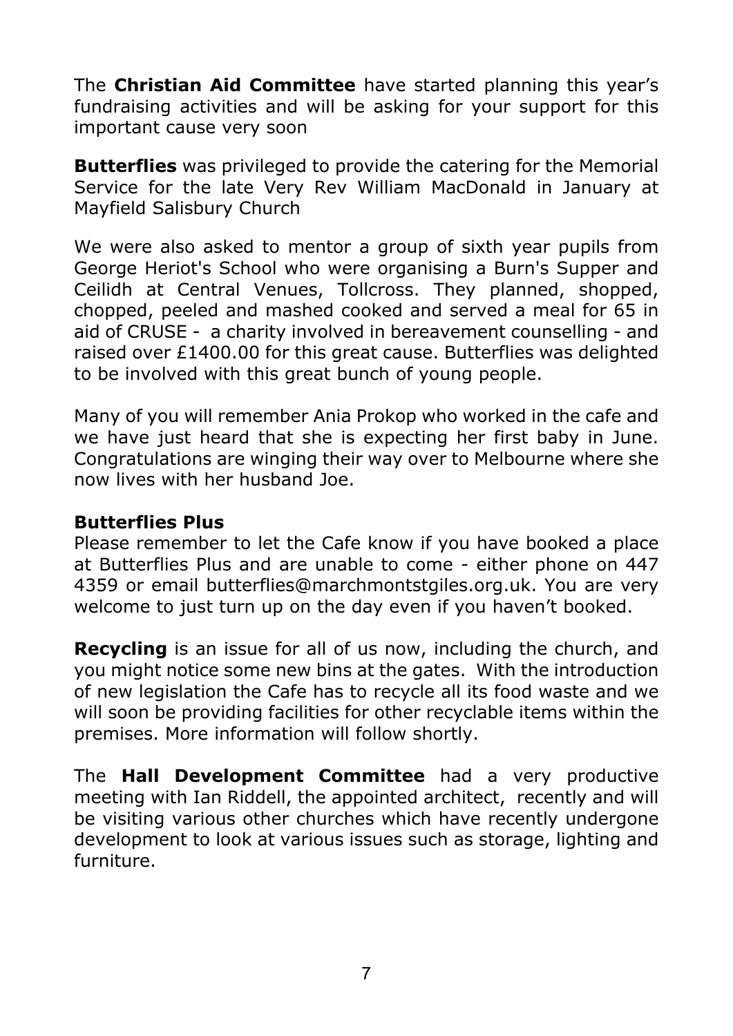The **Christian Aid Committee** have started planning this year's fundraising activities and will be asking for your support for this important cause very soon

**Butterflies** was privileged to provide the catering for the Memorial Service for the late Very Rev William MacDonald in January at Mayfield Salisbury Church

We were also asked to mentor a group of sixth year pupils from George Heriot's School who were organising a Burn's Supper and Ceilidh at Central Venues, Tollcross. They planned, shopped, chopped, peeled and mashed cooked and served a meal for 65 in aid of CRUSE - a charity involved in bereavement counselling - and raised over £1400.00 for this great cause. Butterflies was delighted to be involved with this great bunch of young people.

Many of you will remember Ania Prokop who worked in the cafe and we have just heard that she is expecting her first baby in June. Congratulations are winging their way over to Melbourne where she now lives with her husband Joe.

**Butterflies Plus**
Please remember to let the Cafe know if you have booked a place at Butterflies Plus and are unable to come - either phone on 447 4359 or email butterflies@marchmontstgiles.org.uk. You are very welcome to just turn up on the day even if you haven't booked.

**Recycling** is an issue for all of us now, including the church, and you might notice some new bins at the gates. With the introduction of new legislation the Cafe has to recycle all its food waste and we will soon be providing facilities for other recyclable items within the premises. More information will follow shortly.

The **Hall Development Committee** had a very productive meeting with Ian Riddell, the appointed architect, recently and will be visiting various other churches which have recently undergone development to look at various issues such as storage, lighting and furniture.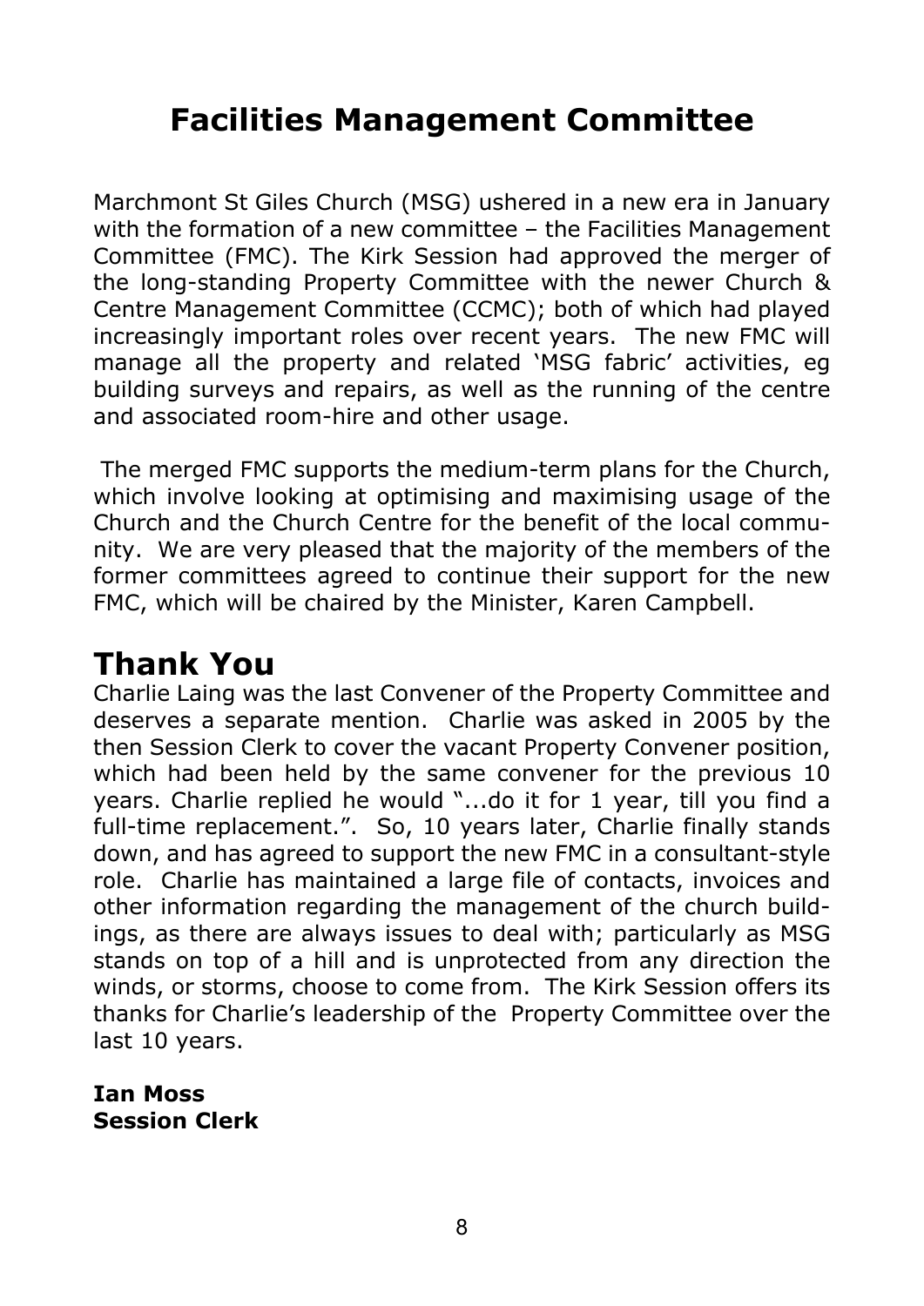# Facilities Management Committee

Marchmont St Giles Church (MSG) ushered in a new era in January with the formation of a new committee – the Facilities Management Committee (FMC). The Kirk Session had approved the merger of the long-standing Property Committee with the newer Church & Centre Management Committee (CCMC); both of which had played increasingly important roles over recent years. The new FMC will manage all the property and related 'MSG fabric' activities, eg building surveys and repairs, as well as the running of the centre and associated room-hire and other usage.

The merged FMC supports the medium-term plans for the Church, which involve looking at optimising and maximising usage of the Church and the Church Centre for the benefit of the local community. We are very pleased that the majority of the members of the former committees agreed to continue their support for the new FMC, which will be chaired by the Minister, Karen Campbell.

## Thank You

Charlie Laing was the last Convener of the Property Committee and deserves a separate mention. Charlie was asked in 2005 by the then Session Clerk to cover the vacant Property Convener position, which had been held by the same convener for the previous 10 years. Charlie replied he would "...do it for 1 year, till you find a full-time replacement.". So, 10 years later, Charlie finally stands down, and has agreed to support the new FMC in a consultant-style role. Charlie has maintained a large file of contacts, invoices and other information regarding the management of the church buildings, as there are always issues to deal with; particularly as MSG stands on top of a hill and is unprotected from any direction the winds, or storms, choose to come from. The Kirk Session offers its thanks for Charlie's leadership of the Property Committee over the last 10 years.

**Ian Moss**
**Session Clerk**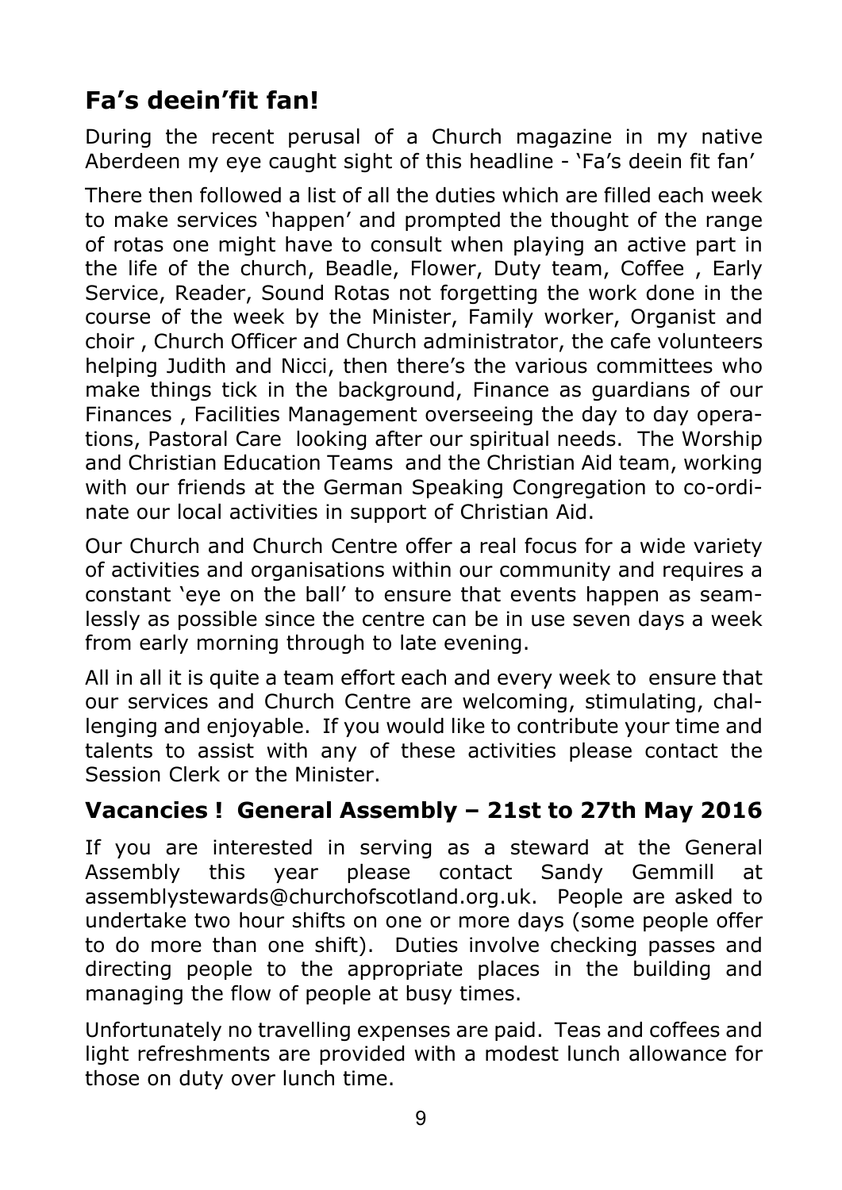## Fa's deein'fit fan!

During the recent perusal of a Church magazine in my native Aberdeen my eye caught sight of this headline - 'Fa's deein fit fan'

There then followed a list of all the duties which are filled each week to make services 'happen' and prompted the thought of the range of rotas one might have to consult when playing an active part in the life of the church, Beadle, Flower, Duty team, Coffee , Early Service, Reader, Sound Rotas not forgetting the work done in the course of the week by the Minister, Family worker, Organist and choir , Church Officer and Church administrator, the cafe volunteers helping Judith and Nicci, then there's the various committees who make things tick in the background, Finance as guardians of our Finances , Facilities Management overseeing the day to day operations, Pastoral Care looking after our spiritual needs. The Worship and Christian Education Teams and the Christian Aid team, working with our friends at the German Speaking Congregation to co-ordinate our local activities in support of Christian Aid.

Our Church and Church Centre offer a real focus for a wide variety of activities and organisations within our community and requires a constant 'eye on the ball' to ensure that events happen as seamlessly as possible since the centre can be in use seven days a week from early morning through to late evening.

All in all it is quite a team effort each and every week to ensure that our services and Church Centre are welcoming, stimulating, challenging and enjoyable. If you would like to contribute your time and talents to assist with any of these activities please contact the Session Clerk or the Minister.

## Vacancies ! General Assembly – 21st to 27th May 2016

If you are interested in serving as a steward at the General Assembly this year please contact Sandy Gemmill at assemblystewards@churchofscotland.org.uk. People are asked to undertake two hour shifts on one or more days (some people offer to do more than one shift). Duties involve checking passes and directing people to the appropriate places in the building and managing the flow of people at busy times.

Unfortunately no travelling expenses are paid. Teas and coffees and light refreshments are provided with a modest lunch allowance for those on duty over lunch time.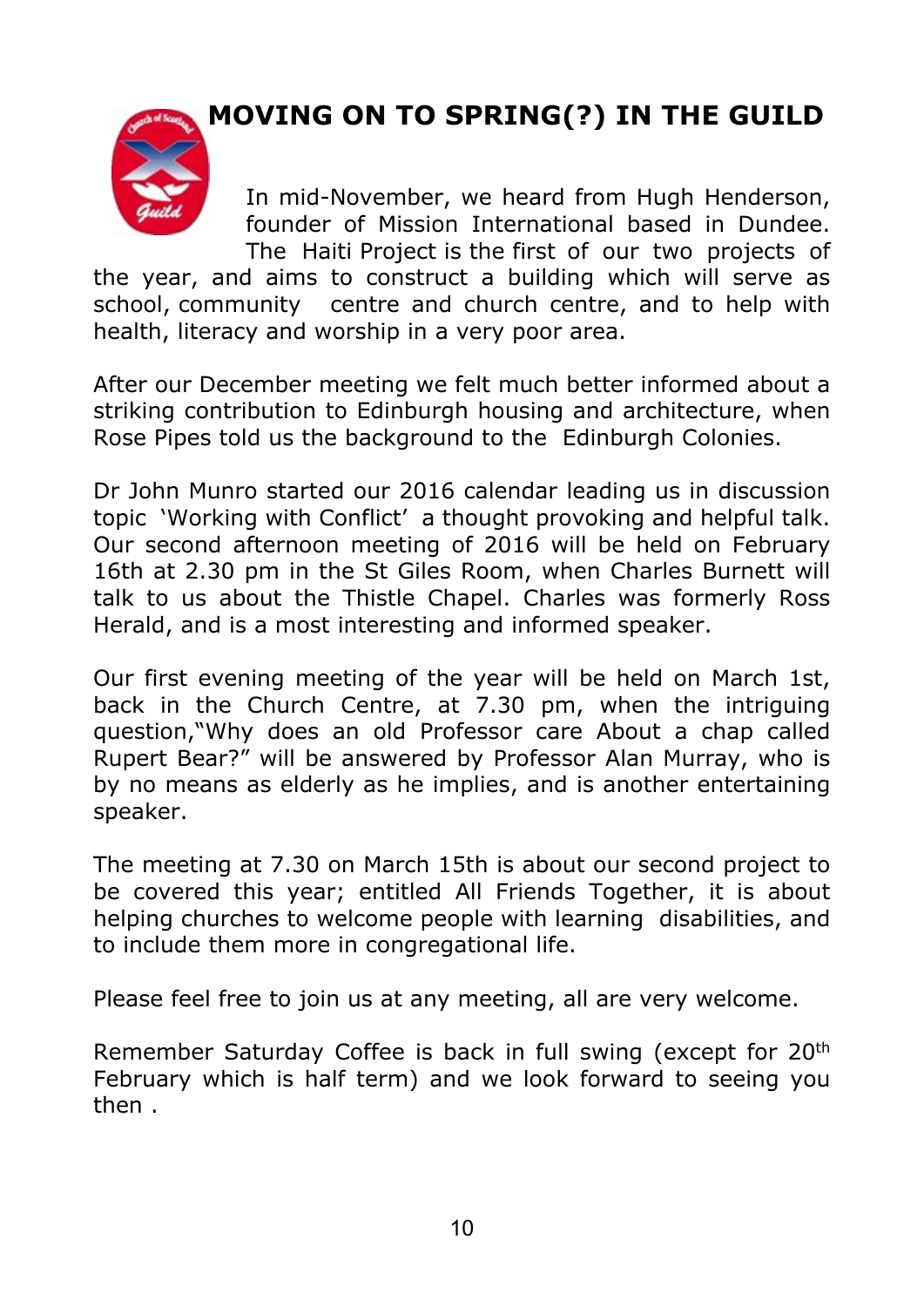# MOVING ON TO SPRING(?) IN THE GUILD

In mid-November, we heard from Hugh Henderson, founder of Mission International based in Dundee. The Haiti Project is the first of our two projects of the year, and aims to construct a building which will serve as school, community centre and church centre, and to help with health, literacy and worship in a very poor area.

After our December meeting we felt much better informed about a striking contribution to Edinburgh housing and architecture, when Rose Pipes told us the background to the Edinburgh Colonies.

Dr John Munro started our 2016 calendar leading us in discussion topic 'Working with Conflict' a thought provoking and helpful talk. Our second afternoon meeting of 2016 will be held on February 16th at 2.30 pm in the St Giles Room, when Charles Burnett will talk to us about the Thistle Chapel. Charles was formerly Ross Herald, and is a most interesting and informed speaker.

Our first evening meeting of the year will be held on March 1st, back in the Church Centre, at 7.30 pm, when the intriguing question,"Why does an old Professor care About a chap called Rupert Bear?" will be answered by Professor Alan Murray, who is by no means as elderly as he implies, and is another entertaining speaker.

The meeting at 7.30 on March 15th is about our second project to be covered this year; entitled All Friends Together, it is about helping churches to welcome people with learning disabilities, and to include them more in congregational life.

Please feel free to join us at any meeting, all are very welcome.

Remember Saturday Coffee is back in full swing (except for 20th February which is half term) and we look forward to seeing you then .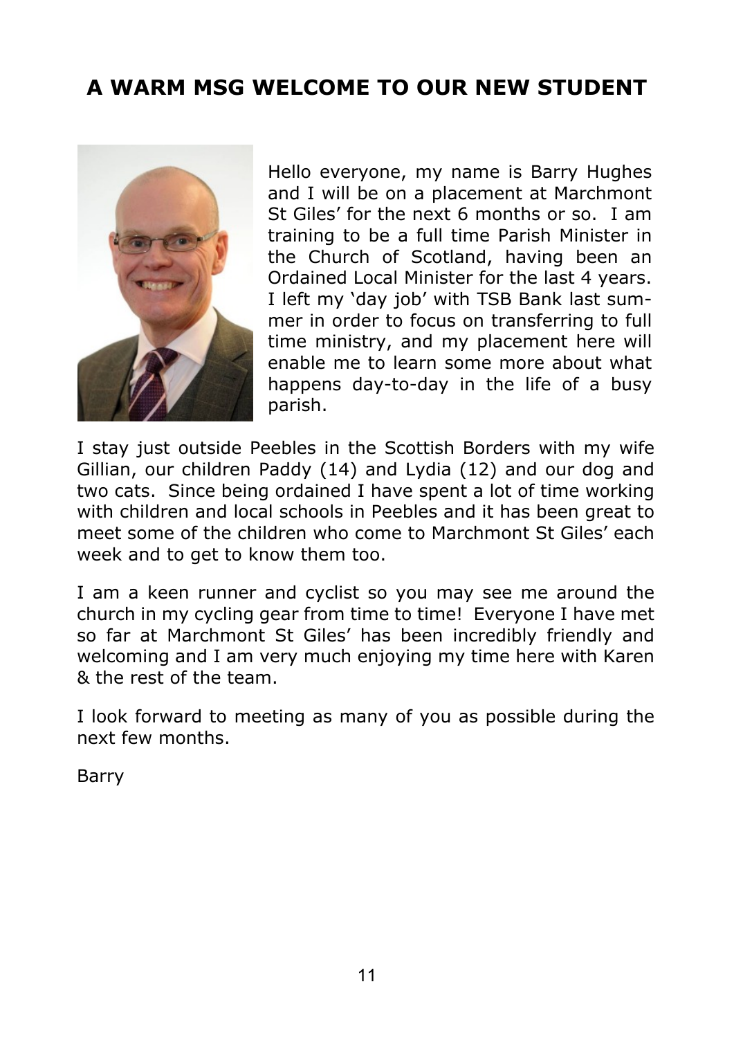## A WARM MSG WELCOME TO OUR NEW STUDENT

Hello everyone, my name is Barry Hughes and I will be on a placement at Marchmont St Giles' for the next 6 months or so. I am training to be a full time Parish Minister in the Church of Scotland, having been an Ordained Local Minister for the last 4 years. I left my 'day job' with TSB Bank last summer in order to focus on transferring to full time ministry, and my placement here will enable me to learn some more about what happens day-to-day in the life of a busy parish.

I stay just outside Peebles in the Scottish Borders with my wife Gillian, our children Paddy (14) and Lydia (12) and our dog and two cats. Since being ordained I have spent a lot of time working with children and local schools in Peebles and it has been great to meet some of the children who come to Marchmont St Giles' each week and to get to know them too.

I am a keen runner and cyclist so you may see me around the church in my cycling gear from time to time! Everyone I have met so far at Marchmont St Giles' has been incredibly friendly and welcoming and I am very much enjoying my time here with Karen & the rest of the team.

I look forward to meeting as many of you as possible during the next few months.

Barry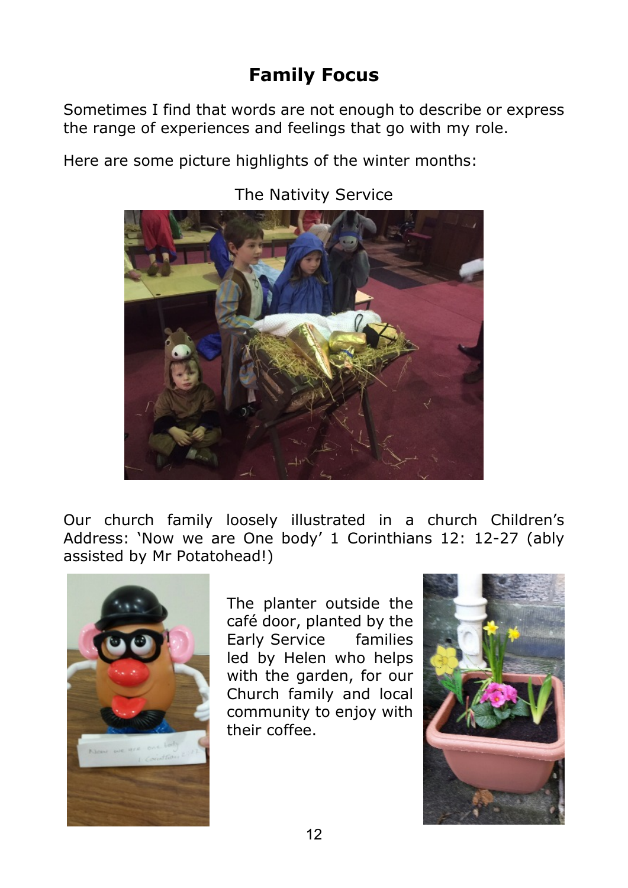# Family Focus

Sometimes I find that words are not enough to describe or express the range of experiences and feelings that go with my role.

Here are some picture highlights of the winter months:

The Nativity Service

Our church family loosely illustrated in a church Children's Address: 'Now we are One body' 1 Corinthians 12: 12-27 (ably assisted by Mr Potatohead!)

The planter outside the café door, planted by the Early Service families led by Helen who helps with the garden, for our Church family and local community to enjoy with their coffee.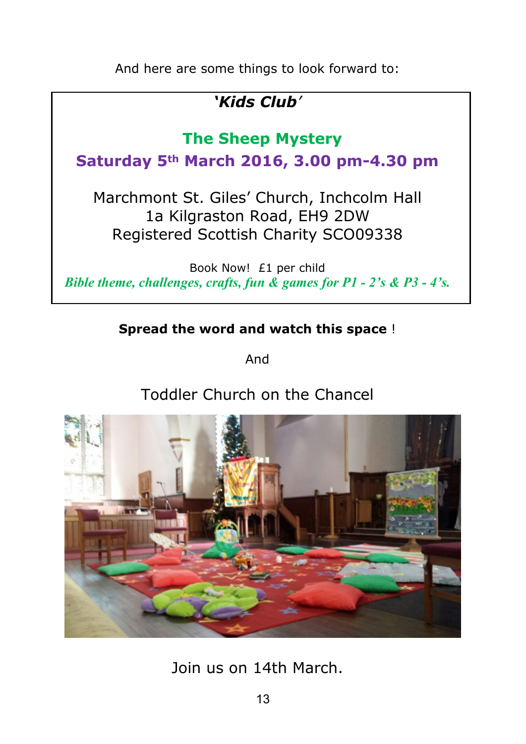And here are some things to look forward to:

## *'Kids Club'*

## The Sheep Mystery

### Saturday 5th March 2016, 3.00 pm-4.30 pm

Marchmont St. Giles' Church, Inchcolm Hall
1a Kilgraston Road, EH9 2DW
Registered Scottish Charity SCO09338

Book Now! £1 per child

*Bible theme, challenges, crafts, fun & games for P1 - 2's & P3 - 4's.*

**Spread the word and watch this space** !

And

Toddler Church on the Chancel

Join us on 14th March.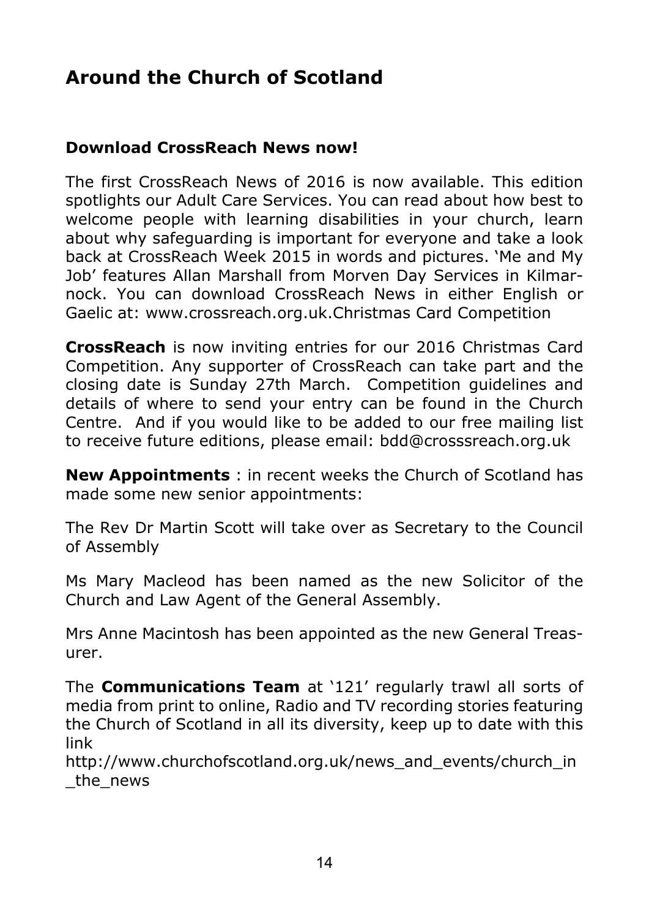# Around the Church of Scotland

### Download CrossReach News now!

The first CrossReach News of 2016 is now available. This edition spotlights our Adult Care Services. You can read about how best to welcome people with learning disabilities in your church, learn about why safeguarding is important for everyone and take a look back at CrossReach Week 2015 in words and pictures. 'Me and My Job' features Allan Marshall from Morven Day Services in Kilmarnock. You can download CrossReach News in either English or Gaelic at: www.crossreach.org.uk.Christmas Card Competition

**CrossReach** is now inviting entries for our 2016 Christmas Card Competition. Any supporter of CrossReach can take part and the closing date is Sunday 27th March.  Competition guidelines and details of where to send your entry can be found in the Church Centre.  And if you would like to be added to our free mailing list to receive future editions, please email: bdd@crosssreach.org.uk

**New Appointments** : in recent weeks the Church of Scotland has made some new senior appointments:

The Rev Dr Martin Scott will take over as Secretary to the Council of Assembly

Ms Mary Macleod has been named as the new Solicitor of the Church and Law Agent of the General Assembly.

Mrs Anne Macintosh has been appointed as the new General Treasurer.

The **Communications Team** at '121' regularly trawl all sorts of media from print to online, Radio and TV recording stories featuring the Church of Scotland in all its diversity, keep up to date with this link
http://www.churchofscotland.org.uk/news_and_events/church_in_the_news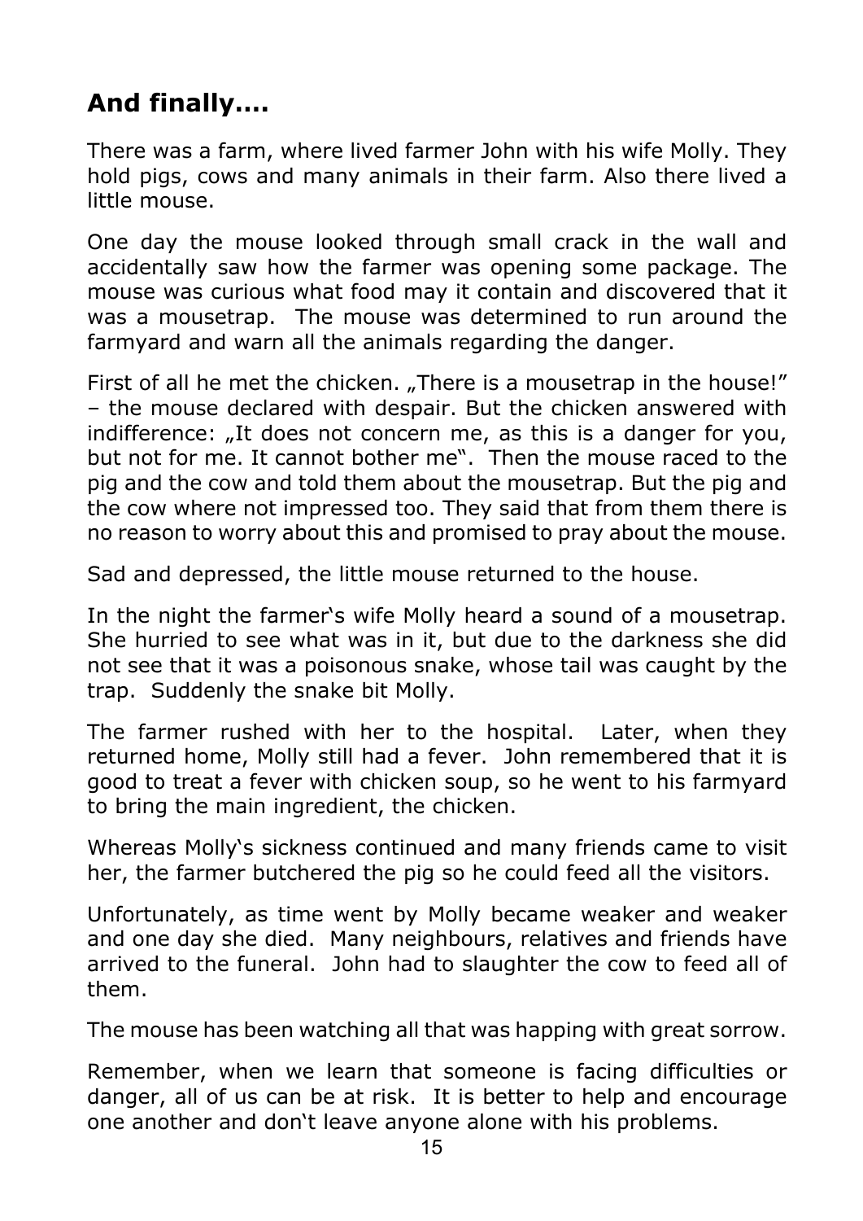## And finally....

There was a farm, where lived farmer John with his wife Molly. They hold pigs, cows and many animals in their farm. Also there lived a little mouse.

One day the mouse looked through small crack in the wall and accidentally saw how the farmer was opening some package. The mouse was curious what food may it contain and discovered that it was a mousetrap. The mouse was determined to run around the farmyard and warn all the animals regarding the danger.

First of all he met the chicken. „There is a mousetrap in the house!" – the mouse declared with despair. But the chicken answered with indifference: „It does not concern me, as this is a danger for you, but not for me. It cannot bother me". Then the mouse raced to the pig and the cow and told them about the mousetrap. But the pig and the cow where not impressed too. They said that from them there is no reason to worry about this and promised to pray about the mouse.

Sad and depressed, the little mouse returned to the house.

In the night the farmer's wife Molly heard a sound of a mousetrap. She hurried to see what was in it, but due to the darkness she did not see that it was a poisonous snake, whose tail was caught by the trap. Suddenly the snake bit Molly.

The farmer rushed with her to the hospital. Later, when they returned home, Molly still had a fever. John remembered that it is good to treat a fever with chicken soup, so he went to his farmyard to bring the main ingredient, the chicken.

Whereas Molly's sickness continued and many friends came to visit her, the farmer butchered the pig so he could feed all the visitors.

Unfortunately, as time went by Molly became weaker and weaker and one day she died. Many neighbours, relatives and friends have arrived to the funeral. John had to slaughter the cow to feed all of them.

The mouse has been watching all that was happing with great sorrow.

Remember, when we learn that someone is facing difficulties or danger, all of us can be at risk. It is better to help and encourage one another and don't leave anyone alone with his problems.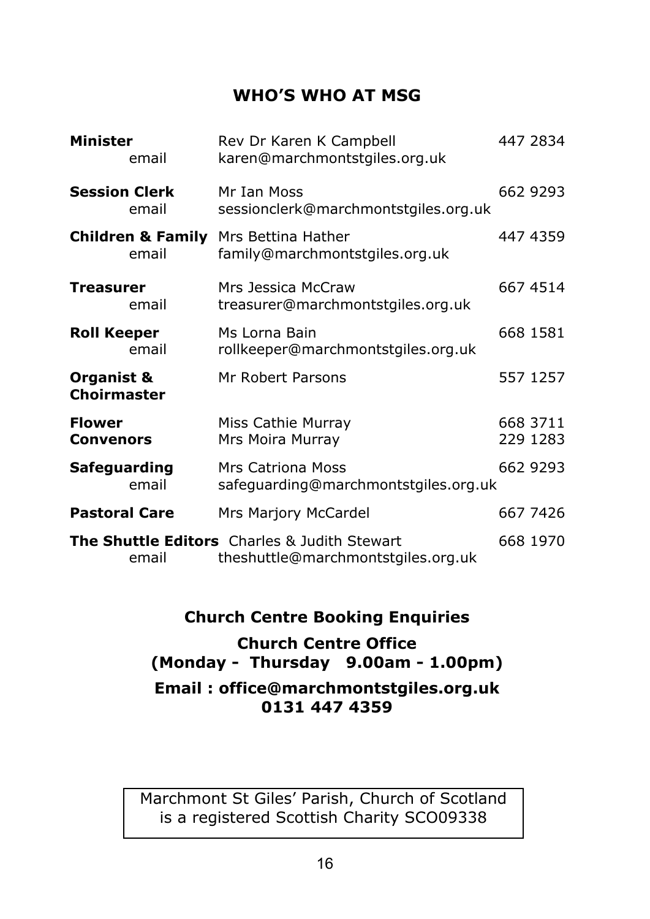## WHO'S WHO AT MSG

| | | |
|---|---|---|
| **Minister** | Rev Dr Karen K Campbell | 447 2834 |
| email | karen@marchmontstgiles.org.uk | |
| **Session Clerk** | Mr Ian Moss | 662 9293 |
| email | sessionclerk@marchmontstgiles.org.uk | |
| **Children & Family** | Mrs Bettina Hather | 447 4359 |
| email | family@marchmontstgiles.org.uk | |
| **Treasurer** | Mrs Jessica McCraw | 667 4514 |
| email | treasurer@marchmontstgiles.org.uk | |
| **Roll Keeper** | Ms Lorna Bain | 668 1581 |
| email | rollkeeper@marchmontstgiles.org.uk | |
| **Organist & Choirmaster** | Mr Robert Parsons | 557 1257 |
| **Flower Convenors** | Miss Cathie Murray | 668 3711 |
| | Mrs Moira Murray | 229 1283 |
| **Safeguarding** | Mrs Catriona Moss | 662 9293 |
| email | safeguarding@marchmontstgiles.org.uk | |
| **Pastoral Care** | Mrs Marjory McCardel | 667 7426 |
| **The Shuttle Editors** | Charles & Judith Stewart | 668 1970 |
| email | theshuttle@marchmontstgiles.org.uk | |

### Church Centre Booking Enquiries

**Church Centre Office**
**(Monday - Thursday 9.00am - 1.00pm)**

**Email : office@marchmontstgiles.org.uk**
**0131 447 4359**

Marchmont St Giles' Parish, Church of Scotland is a registered Scottish Charity SCO09338